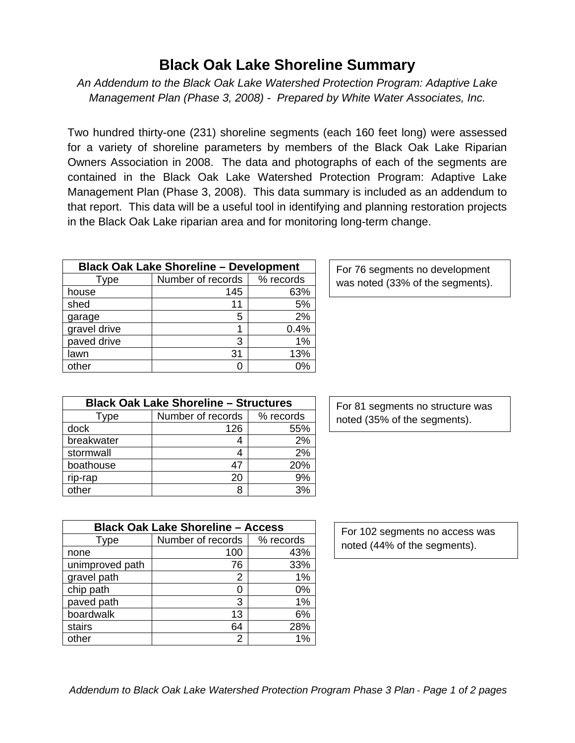# Black Oak Lake Shoreline Summary

*An Addendum to the Black Oak Lake Watershed Protection Program: Adaptive Lake Management Plan (Phase 3, 2008) - Prepared by White Water Associates, Inc.*

Two hundred thirty-one (231) shoreline segments (each 160 feet long) were assessed for a variety of shoreline parameters by members of the Black Oak Lake Riparian Owners Association in 2008. The data and photographs of each of the segments are contained in the Black Oak Lake Watershed Protection Program: Adaptive Lake Management Plan (Phase 3, 2008). This data summary is included as an addendum to that report. This data will be a useful tool in identifying and planning restoration projects in the Black Oak Lake riparian area and for monitoring long-term change.

| Black Oak Lake Shoreline – Development | | |
|---|---|---|
| Type | Number of records | % records |
| house | 145 | 63% |
| shed | 11 | 5% |
| garage | 5 | 2% |
| gravel drive | 1 | 0.4% |
| paved drive | 3 | 1% |
| lawn | 31 | 13% |
| other | 0 | 0% |

For 76 segments no development was noted (33% of the segments).

| Black Oak Lake Shoreline – Structures | | |
|---|---|---|
| Type | Number of records | % records |
| dock | 126 | 55% |
| breakwater | 4 | 2% |
| stormwall | 4 | 2% |
| boathouse | 47 | 20% |
| rip-rap | 20 | 9% |
| other | 8 | 3% |

For 81 segments no structure was noted (35% of the segments).

| Black Oak Lake Shoreline – Access | | |
|---|---|---|
| Type | Number of records | % records |
| none | 100 | 43% |
| unimproved path | 76 | 33% |
| gravel path | 2 | 1% |
| chip path | 0 | 0% |
| paved path | 3 | 1% |
| boardwalk | 13 | 6% |
| stairs | 64 | 28% |
| other | 2 | 1% |

For 102 segments no access was noted (44% of the segments).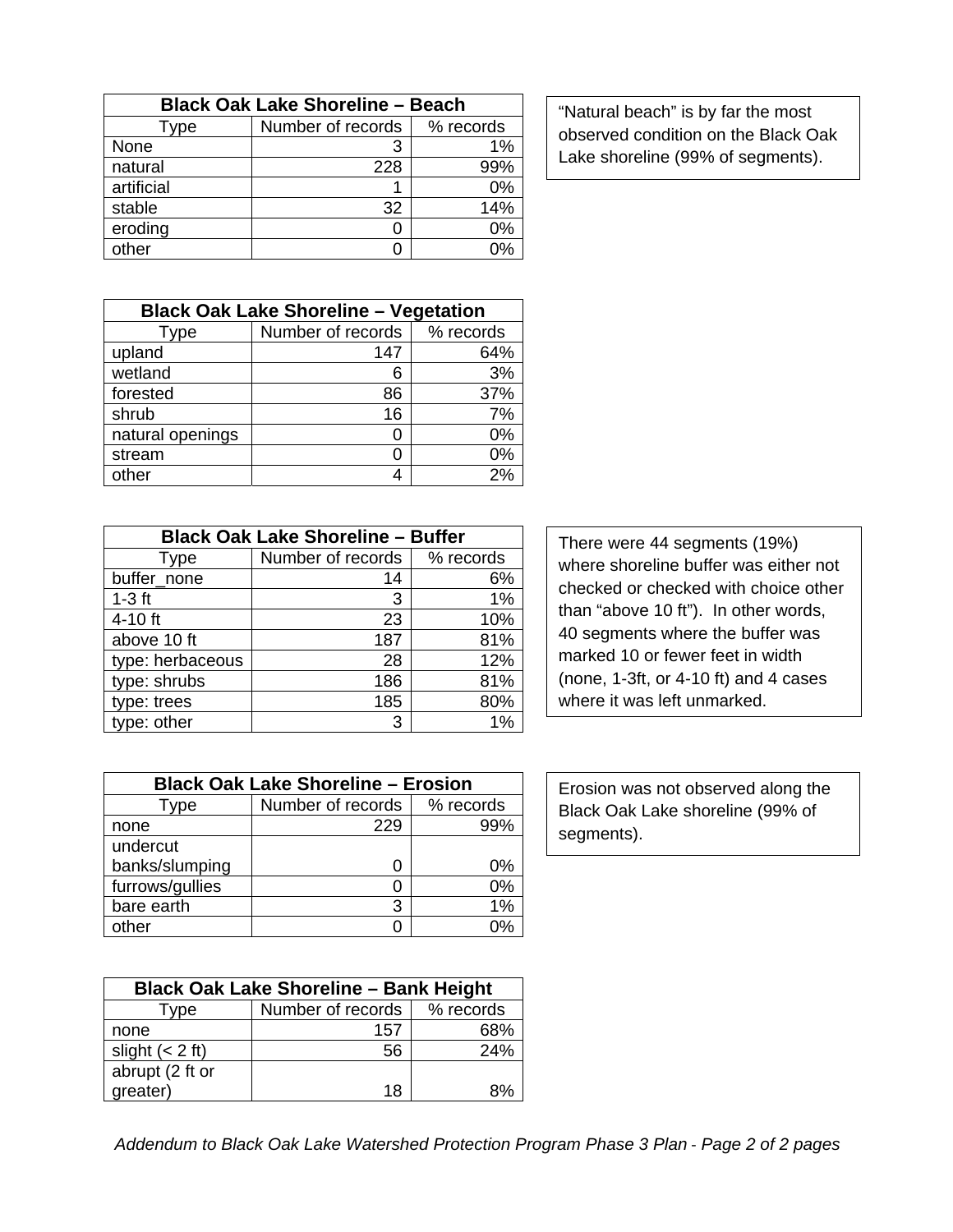| Black Oak Lake Shoreline – Beach | | |
|---|---|---|
| Type | Number of records | % records |
| None | 3 | 1% |
| natural | 228 | 99% |
| artificial | 1 | 0% |
| stable | 32 | 14% |
| eroding | 0 | 0% |
| other | 0 | 0% |

"Natural beach" is by far the most observed condition on the Black Oak Lake shoreline (99% of segments).

| Black Oak Lake Shoreline – Vegetation | | |
|---|---|---|
| Type | Number of records | % records |
| upland | 147 | 64% |
| wetland | 6 | 3% |
| forested | 86 | 37% |
| shrub | 16 | 7% |
| natural openings | 0 | 0% |
| stream | 0 | 0% |
| other | 4 | 2% |

| Black Oak Lake Shoreline – Buffer | | |
|---|---|---|
| Type | Number of records | % records |
| buffer_none | 14 | 6% |
| 1-3 ft | 3 | 1% |
| 4-10 ft | 23 | 10% |
| above 10 ft | 187 | 81% |
| type: herbaceous | 28 | 12% |
| type: shrubs | 186 | 81% |
| type: trees | 185 | 80% |
| type: other | 3 | 1% |

There were 44 segments (19%) where shoreline buffer was either not checked or checked with choice other than "above 10 ft"). In other words, 40 segments where the buffer was marked 10 or fewer feet in width (none, 1-3ft, or 4-10 ft) and 4 cases where it was left unmarked.

| Black Oak Lake Shoreline – Erosion | | |
|---|---|---|
| Type | Number of records | % records |
| none | 229 | 99% |
| undercut banks/slumping | 0 | 0% |
| furrows/gullies | 0 | 0% |
| bare earth | 3 | 1% |
| other | 0 | 0% |

Erosion was not observed along the Black Oak Lake shoreline (99% of segments).

| Black Oak Lake Shoreline – Bank Height | | |
|---|---|---|
| Type | Number of records | % records |
| none | 157 | 68% |
| slight (< 2 ft) | 56 | 24% |
| abrupt (2 ft or greater) | 18 | 8% |

*Addendum to Black Oak Lake Watershed Protection Program Phase 3 Plan*